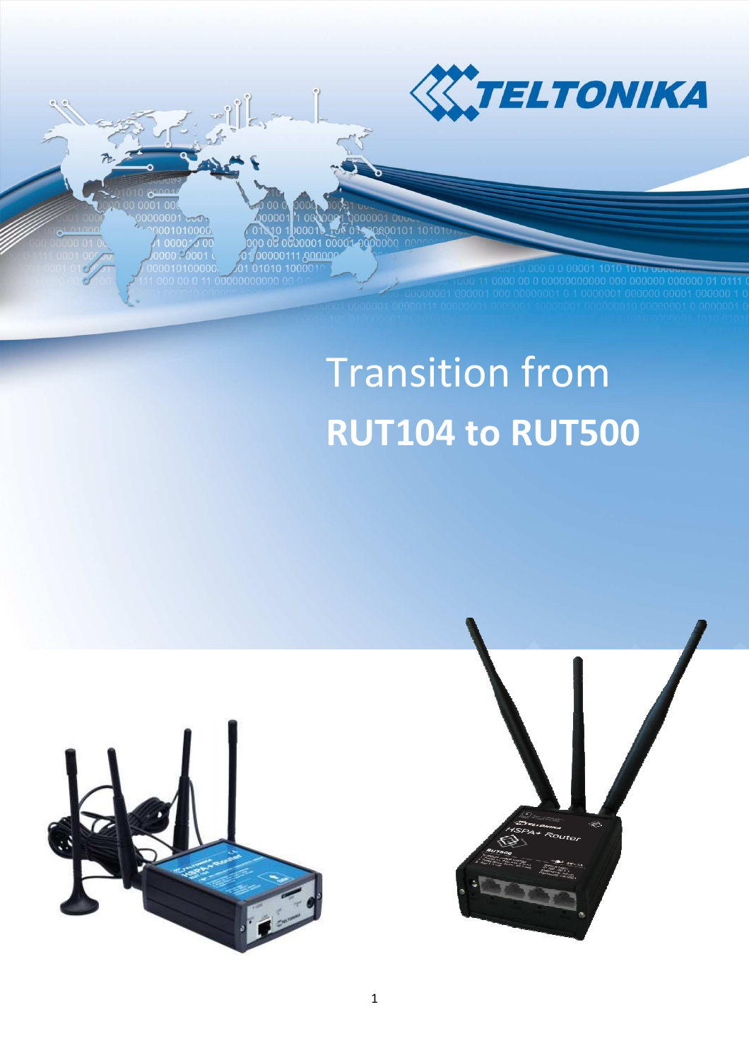# Transition from **RUT104 to RUT500**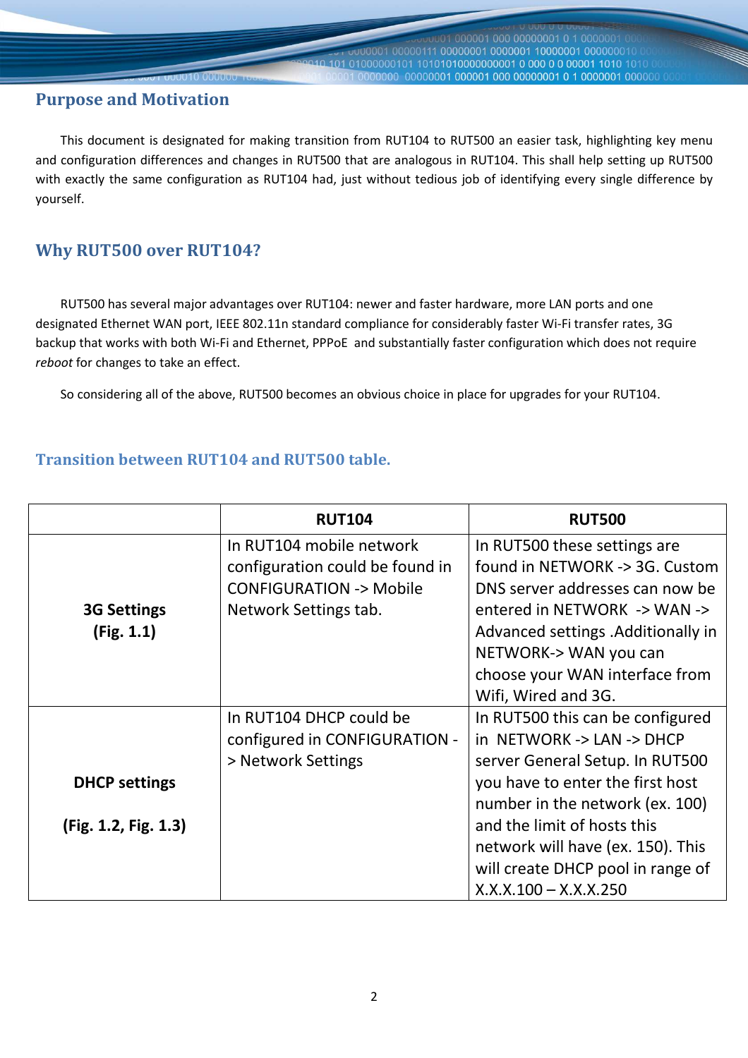## Purpose and Motivation

This document is designated for making transition from RUT104 to RUT500 an easier task, highlighting key menu and configuration differences and changes in RUT500 that are analogous in RUT104. This shall help setting up RUT500 with exactly the same configuration as RUT104 had, just without tedious job of identifying every single difference by yourself.

## Why RUT500 over RUT104?

RUT500 has several major advantages over RUT104: newer and faster hardware, more LAN ports and one designated Ethernet WAN port, IEEE 802.11n standard compliance for considerably faster Wi-Fi transfer rates, 3G backup that works with both Wi-Fi and Ethernet, PPPoE and substantially faster configuration which does not require *reboot* for changes to take an effect.

So considering all of the above, RUT500 becomes an obvious choice in place for upgrades for your RUT104.

## Transition between RUT104 and RUT500 table.

| | RUT104 | RUT500 |
|---|---|---|
| **3G Settings (Fig. 1.1)** | In RUT104 mobile network configuration could be found in CONFIGURATION -> Mobile Network Settings tab. | In RUT500 these settings are found in NETWORK -> 3G. Custom DNS server addresses can now be entered in NETWORK -> WAN -> Advanced settings .Additionally in NETWORK-> WAN you can choose your WAN interface from Wifi, Wired and 3G. |
| **DHCP settings (Fig. 1.2, Fig. 1.3)** | In RUT104 DHCP could be configured in CONFIGURATION -> Network Settings | In RUT500 this can be configured in NETWORK -> LAN -> DHCP server General Setup. In RUT500 you have to enter the first host number in the network (ex. 100) and the limit of hosts this network will have (ex. 150). This will create DHCP pool in range of X.X.X.100 – X.X.X.250 |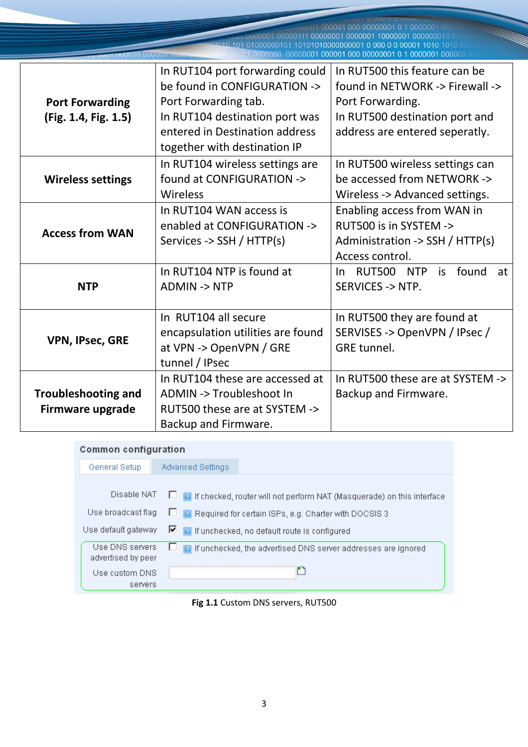| | | |
|---|---|---|
| **Port Forwarding (Fig. 1.4, Fig. 1.5)** | In RUT104 port forwarding could be found in CONFIGURATION -> Port Forwarding tab. In RUT104 destination port was entered in Destination address together with destination IP | In RUT500 this feature can be found in NETWORK -> Firewall -> Port Forwarding. In RUT500 destination port and address are entered seperatly. |
| **Wireless settings** | In RUT104 wireless settings are found at CONFIGURATION -> Wireless | In RUT500 wireless settings can be accessed from NETWORK -> Wireless -> Advanced settings. |
| **Access from WAN** | In RUT104 WAN access is enabled at CONFIGURATION -> Services -> SSH / HTTP(s) | Enabling access from WAN in RUT500 is in SYSTEM -> Administration -> SSH / HTTP(s) Access control. |
| **NTP** | In RUT104 NTP is found at ADMIN -> NTP | In RUT500 NTP is found at SERVICES -> NTP. |
| **VPN, IPsec, GRE** | In RUT104 all secure encapsulation utilities are found at VPN -> OpenVPN / GRE tunnel / IPsec | In RUT500 they are found at SERVISES -> OpenVPN / IPsec / GRE tunnel. |
| **Troubleshooting and Firmware upgrade** | In RUT104 these are accessed at ADMIN -> Troubleshoot In RUT500 these are at SYSTEM -> Backup and Firmware. | In RUT500 these are at SYSTEM -> Backup and Firmware. |

**Fig 1.1** Custom DNS servers, RUT500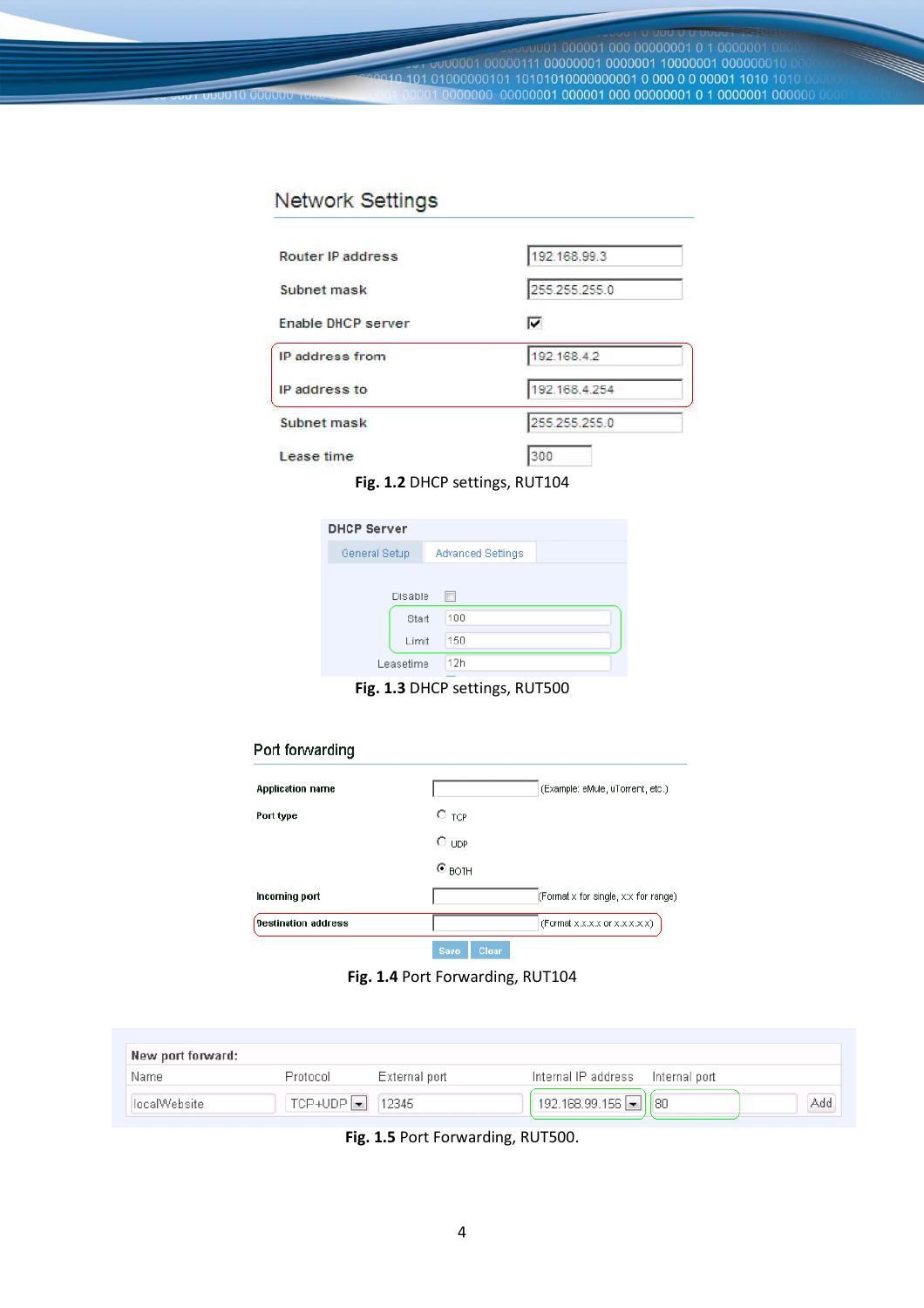## Network Settings

| | |
|---|---|
| Router IP address | 192.168.99.3 |
| Subnet mask | 255.255.255.0 |
| Enable DHCP server | ☑ |
| IP address from | 192.168.4.2 |
| IP address to | 192.168.4.254 |
| Subnet mask | 255.255.255.0 |
| Lease time | 300 |

**Fig. 1.2** DHCP settings, RUT104

**DHCP Server**

General Setup | Advanced Settings

| | |
|---|---|
| Disable | ☐ |
| Start | 100 |
| Limit | 150 |
| Leasetime | 12h |

**Fig. 1.3** DHCP settings, RUT500

## Port forwarding

| | | |
|---|---|---|
| Application name | | (Example: eMule, uTorrent, etc.) |
| Port type | ○ TCP ○ UDP ◉ BOTH | |
| Incoming port | | (Format x for single, x:x for range) |
| Destination address | | (Format x.x.x.x or x.x.x.x:x) |

Save | Clear

**Fig. 1.4** Port Forwarding, RUT104

**New port forward:**

| Name | Protocol | External port | Internal IP address | Internal port | |
|---|---|---|---|---|---|
| localWebsite | TCP+UDP | 12345 | 192.168.99.156 | 80 | Add |

**Fig. 1.5** Port Forwarding, RUT500.